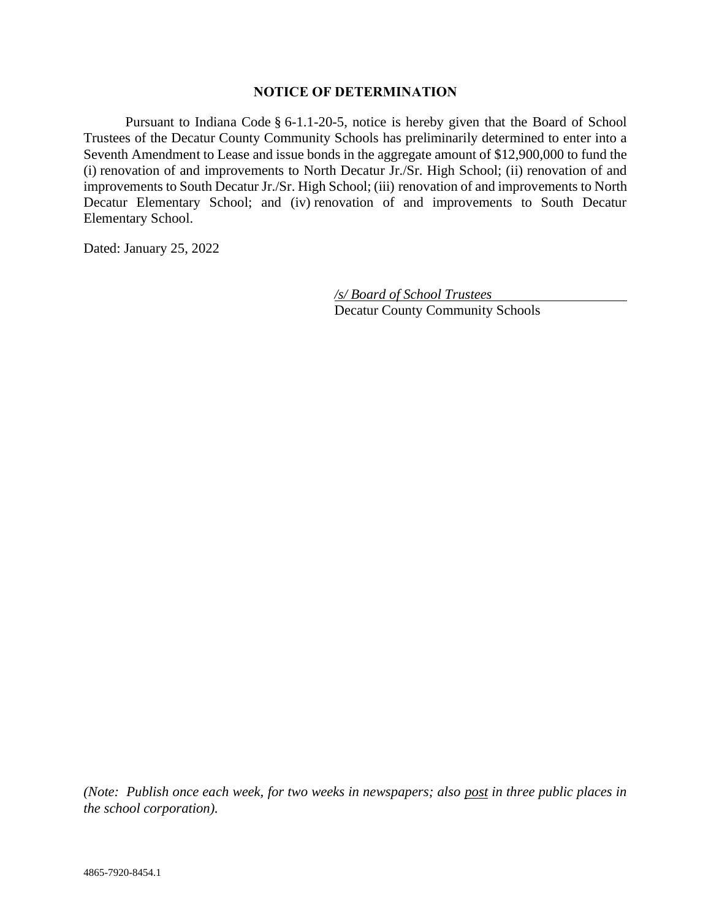# NOTICE OF DETERMINATION

Pursuant to Indiana Code § 6-1.1-20-5, notice is hereby given that the Board of School Trustees of the Decatur County Community Schools has preliminarily determined to enter into a Seventh Amendment to Lease and issue bonds in the aggregate amount of $12,900,000 to fund the (i) renovation of and improvements to North Decatur Jr./Sr. High School; (ii) renovation of and improvements to South Decatur Jr./Sr. High School; (iii) renovation of and improvements to North Decatur Elementary School; and (iv) renovation of and improvements to South Decatur Elementary School.

Dated: January 25, 2022

*/s/ Board of School Trustees*
Decatur County Community Schools

*(Note: Publish once each week, for two weeks in newspapers; also post in three public places in the school corporation).*

4865-7920-8454.1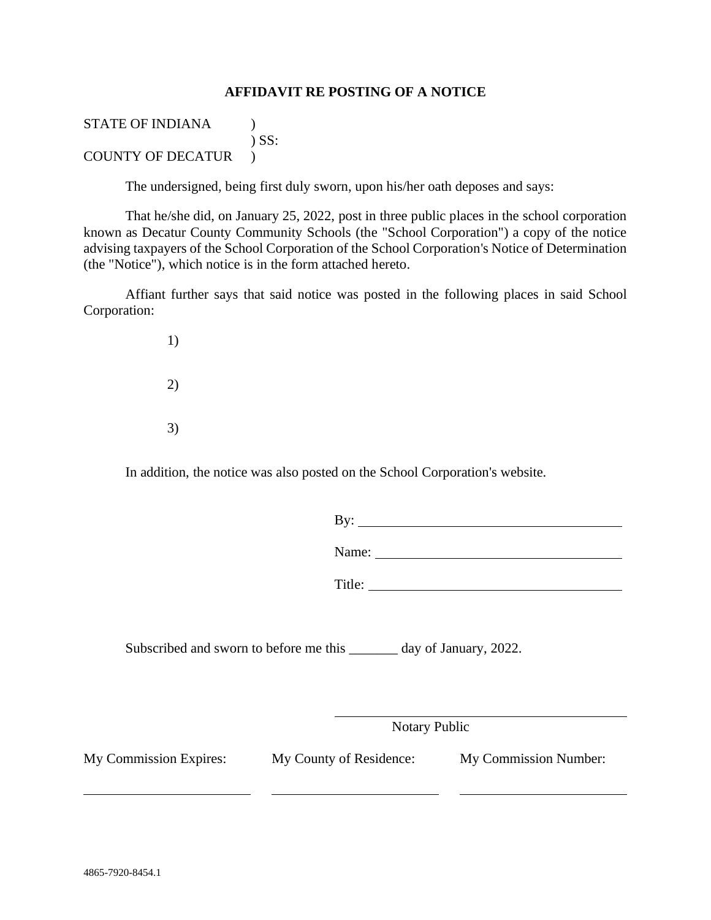# AFFIDAVIT RE POSTING OF A NOTICE

STATE OF INDIANA )
) SS:
COUNTY OF DECATUR )

The undersigned, being first duly sworn, upon his/her oath deposes and says:

That he/she did, on January 25, 2022, post in three public places in the school corporation known as Decatur County Community Schools (the "School Corporation") a copy of the notice advising taxpayers of the School Corporation of the School Corporation's Notice of Determination (the "Notice"), which notice is in the form attached hereto.

Affiant further says that said notice was posted in the following places in said School Corporation:

1)

2)

3)

In addition, the notice was also posted on the School Corporation's website.

By: \_\_\_\_\_\_\_\_\_\_\_\_\_\_\_\_\_\_\_\_\_\_\_\_\_\_\_\_\_\_\_\_\_\_\_\_

Name: \_\_\_\_\_\_\_\_\_\_\_\_\_\_\_\_\_\_\_\_\_\_\_\_\_\_\_\_\_\_\_\_\_

Title: \_\_\_\_\_\_\_\_\_\_\_\_\_\_\_\_\_\_\_\_\_\_\_\_\_\_\_\_\_\_\_\_\_\_

Subscribed and sworn to before me this \_\_\_\_\_\_\_ day of January, 2022.

\_\_\_\_\_\_\_\_\_\_\_\_\_\_\_\_\_\_\_\_\_\_\_\_\_\_\_\_\_\_\_\_\_\_\_\_\_\_\_\_
Notary Public

| My Commission Expires: | My County of Residence: | My Commission Number: |
|---|---|---|
| \_\_\_\_\_\_\_\_\_\_\_\_\_\_\_\_\_\_\_\_\_\_ | \_\_\_\_\_\_\_\_\_\_\_\_\_\_\_\_\_\_\_\_\_\_ | \_\_\_\_\_\_\_\_\_\_\_\_\_\_\_\_\_\_\_\_\_\_ |

4865-7920-8454.1